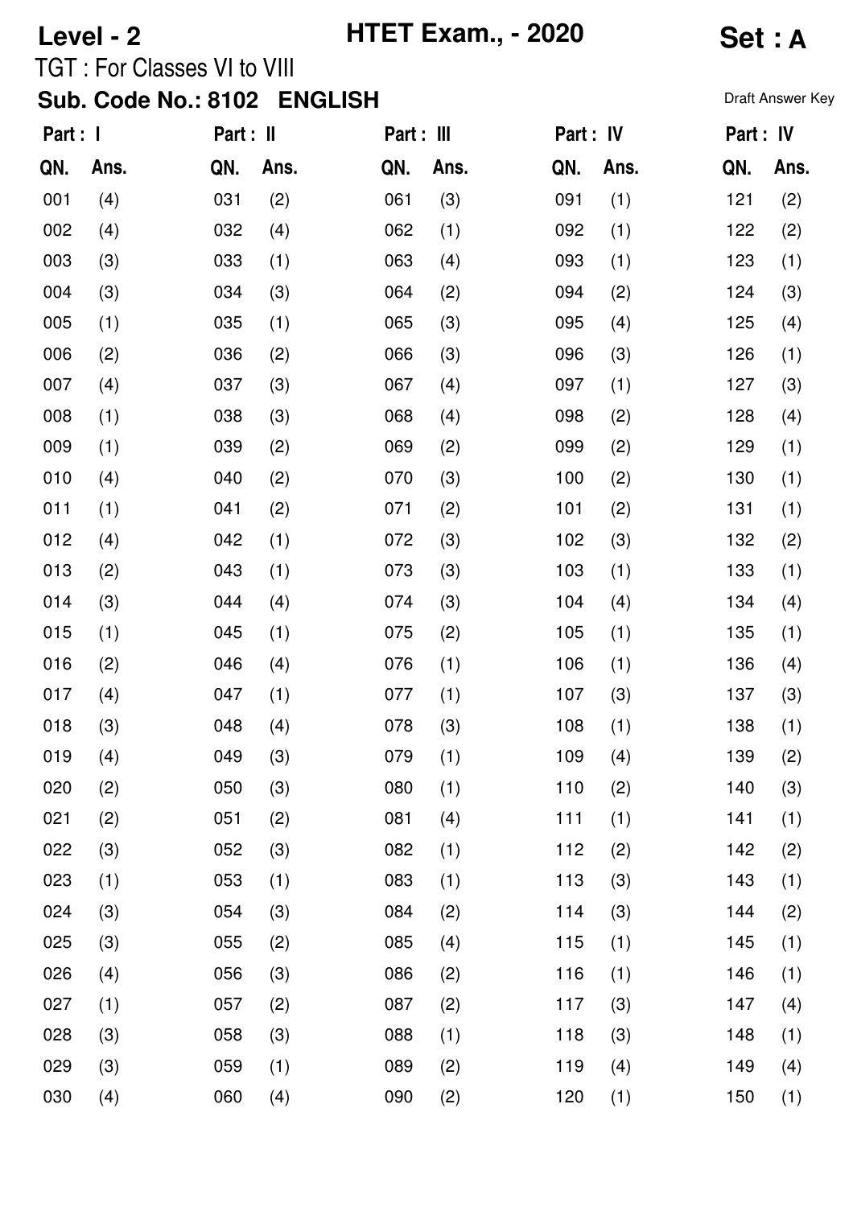**Level - 2** **HTET Exam., - 2020** **Set : A**

TGT : For Classes VI to VIII

## Sub. Code No.: 8102 ENGLISH

Draft Answer Key

| Part : I | | Part : II | | Part : III | | Part : IV | | Part : IV | |
|---|---|---|---|---|---|---|---|---|---|
| **QN.** | **Ans.** | **QN.** | **Ans.** | **QN.** | **Ans.** | **QN.** | **Ans.** | **QN.** | **Ans.** |
| 001 | (4) | 031 | (2) | 061 | (3) | 091 | (1) | 121 | (2) |
| 002 | (4) | 032 | (4) | 062 | (1) | 092 | (1) | 122 | (2) |
| 003 | (3) | 033 | (1) | 063 | (4) | 093 | (1) | 123 | (1) |
| 004 | (3) | 034 | (3) | 064 | (2) | 094 | (2) | 124 | (3) |
| 005 | (1) | 035 | (1) | 065 | (3) | 095 | (4) | 125 | (4) |
| 006 | (2) | 036 | (2) | 066 | (3) | 096 | (3) | 126 | (1) |
| 007 | (4) | 037 | (3) | 067 | (4) | 097 | (1) | 127 | (3) |
| 008 | (1) | 038 | (3) | 068 | (4) | 098 | (2) | 128 | (4) |
| 009 | (1) | 039 | (2) | 069 | (2) | 099 | (2) | 129 | (1) |
| 010 | (4) | 040 | (2) | 070 | (3) | 100 | (2) | 130 | (1) |
| 011 | (1) | 041 | (2) | 071 | (2) | 101 | (2) | 131 | (1) |
| 012 | (4) | 042 | (1) | 072 | (3) | 102 | (3) | 132 | (2) |
| 013 | (2) | 043 | (1) | 073 | (3) | 103 | (1) | 133 | (1) |
| 014 | (3) | 044 | (4) | 074 | (3) | 104 | (4) | 134 | (4) |
| 015 | (1) | 045 | (1) | 075 | (2) | 105 | (1) | 135 | (1) |
| 016 | (2) | 046 | (4) | 076 | (1) | 106 | (1) | 136 | (4) |
| 017 | (4) | 047 | (1) | 077 | (1) | 107 | (3) | 137 | (3) |
| 018 | (3) | 048 | (4) | 078 | (3) | 108 | (1) | 138 | (1) |
| 019 | (4) | 049 | (3) | 079 | (1) | 109 | (4) | 139 | (2) |
| 020 | (2) | 050 | (3) | 080 | (1) | 110 | (2) | 140 | (3) |
| 021 | (2) | 051 | (2) | 081 | (4) | 111 | (1) | 141 | (1) |
| 022 | (3) | 052 | (3) | 082 | (1) | 112 | (2) | 142 | (2) |
| 023 | (1) | 053 | (1) | 083 | (1) | 113 | (3) | 143 | (1) |
| 024 | (3) | 054 | (3) | 084 | (2) | 114 | (3) | 144 | (2) |
| 025 | (3) | 055 | (2) | 085 | (4) | 115 | (1) | 145 | (1) |
| 026 | (4) | 056 | (3) | 086 | (2) | 116 | (1) | 146 | (1) |
| 027 | (1) | 057 | (2) | 087 | (2) | 117 | (3) | 147 | (4) |
| 028 | (3) | 058 | (3) | 088 | (1) | 118 | (3) | 148 | (1) |
| 029 | (3) | 059 | (1) | 089 | (2) | 119 | (4) | 149 | (4) |
| 030 | (4) | 060 | (4) | 090 | (2) | 120 | (1) | 150 | (1) |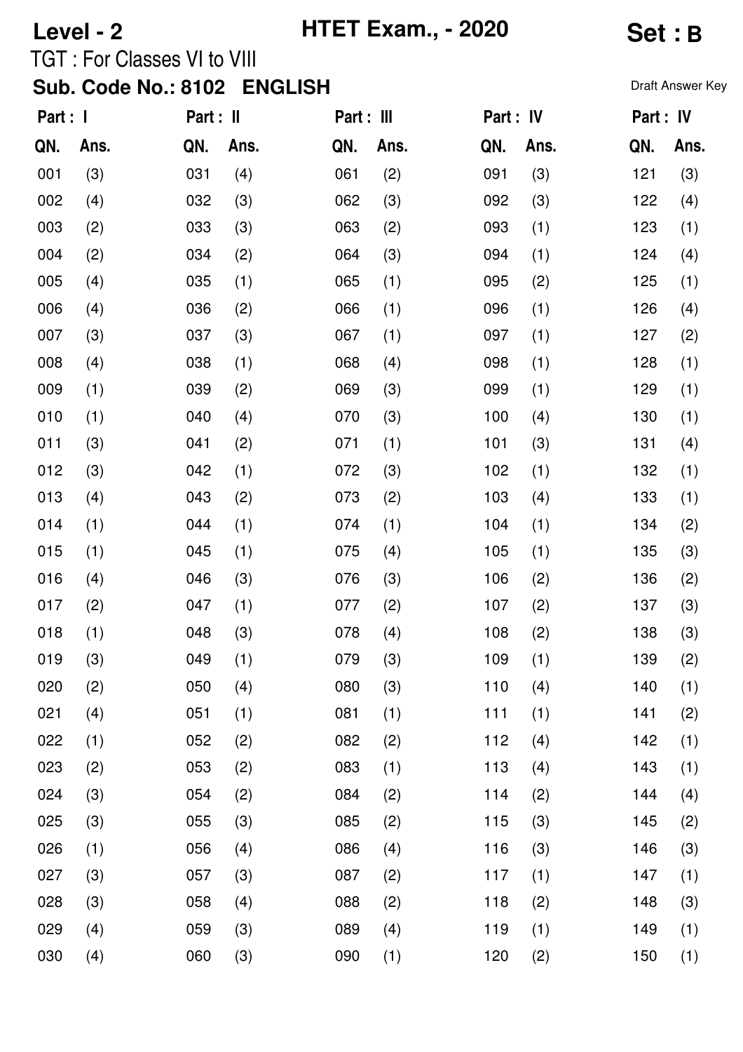**Level - 2** **HTET Exam., - 2020** **Set : B**

TGT : For Classes VI to VIII

**Sub. Code No.: 8102 ENGLISH**

Draft Answer Key

| Part : I | | Part : II | | Part : III | | Part : IV | | Part : IV | |
|---|---|---|---|---|---|---|---|---|---|
| QN. | Ans. | QN. | Ans. | QN. | Ans. | QN. | Ans. | QN. | Ans. |
| 001 | (3) | 031 | (4) | 061 | (2) | 091 | (3) | 121 | (3) |
| 002 | (4) | 032 | (3) | 062 | (3) | 092 | (3) | 122 | (4) |
| 003 | (2) | 033 | (3) | 063 | (2) | 093 | (1) | 123 | (1) |
| 004 | (2) | 034 | (2) | 064 | (3) | 094 | (1) | 124 | (4) |
| 005 | (4) | 035 | (1) | 065 | (1) | 095 | (2) | 125 | (1) |
| 006 | (4) | 036 | (2) | 066 | (1) | 096 | (1) | 126 | (4) |
| 007 | (3) | 037 | (3) | 067 | (1) | 097 | (1) | 127 | (2) |
| 008 | (4) | 038 | (1) | 068 | (4) | 098 | (1) | 128 | (1) |
| 009 | (1) | 039 | (2) | 069 | (3) | 099 | (1) | 129 | (1) |
| 010 | (1) | 040 | (4) | 070 | (3) | 100 | (4) | 130 | (1) |
| 011 | (3) | 041 | (2) | 071 | (1) | 101 | (3) | 131 | (4) |
| 012 | (3) | 042 | (1) | 072 | (3) | 102 | (1) | 132 | (1) |
| 013 | (4) | 043 | (2) | 073 | (2) | 103 | (4) | 133 | (1) |
| 014 | (1) | 044 | (1) | 074 | (1) | 104 | (1) | 134 | (2) |
| 015 | (1) | 045 | (1) | 075 | (4) | 105 | (1) | 135 | (3) |
| 016 | (4) | 046 | (3) | 076 | (3) | 106 | (2) | 136 | (2) |
| 017 | (2) | 047 | (1) | 077 | (2) | 107 | (2) | 137 | (3) |
| 018 | (1) | 048 | (3) | 078 | (4) | 108 | (2) | 138 | (3) |
| 019 | (3) | 049 | (1) | 079 | (3) | 109 | (1) | 139 | (2) |
| 020 | (2) | 050 | (4) | 080 | (3) | 110 | (4) | 140 | (1) |
| 021 | (4) | 051 | (1) | 081 | (1) | 111 | (1) | 141 | (2) |
| 022 | (1) | 052 | (2) | 082 | (2) | 112 | (4) | 142 | (1) |
| 023 | (2) | 053 | (2) | 083 | (1) | 113 | (4) | 143 | (1) |
| 024 | (3) | 054 | (2) | 084 | (2) | 114 | (2) | 144 | (4) |
| 025 | (3) | 055 | (3) | 085 | (2) | 115 | (3) | 145 | (2) |
| 026 | (1) | 056 | (4) | 086 | (4) | 116 | (3) | 146 | (3) |
| 027 | (3) | 057 | (3) | 087 | (2) | 117 | (1) | 147 | (1) |
| 028 | (3) | 058 | (4) | 088 | (2) | 118 | (2) | 148 | (3) |
| 029 | (4) | 059 | (3) | 089 | (4) | 119 | (1) | 149 | (1) |
| 030 | (4) | 060 | (3) | 090 | (1) | 120 | (2) | 150 | (1) |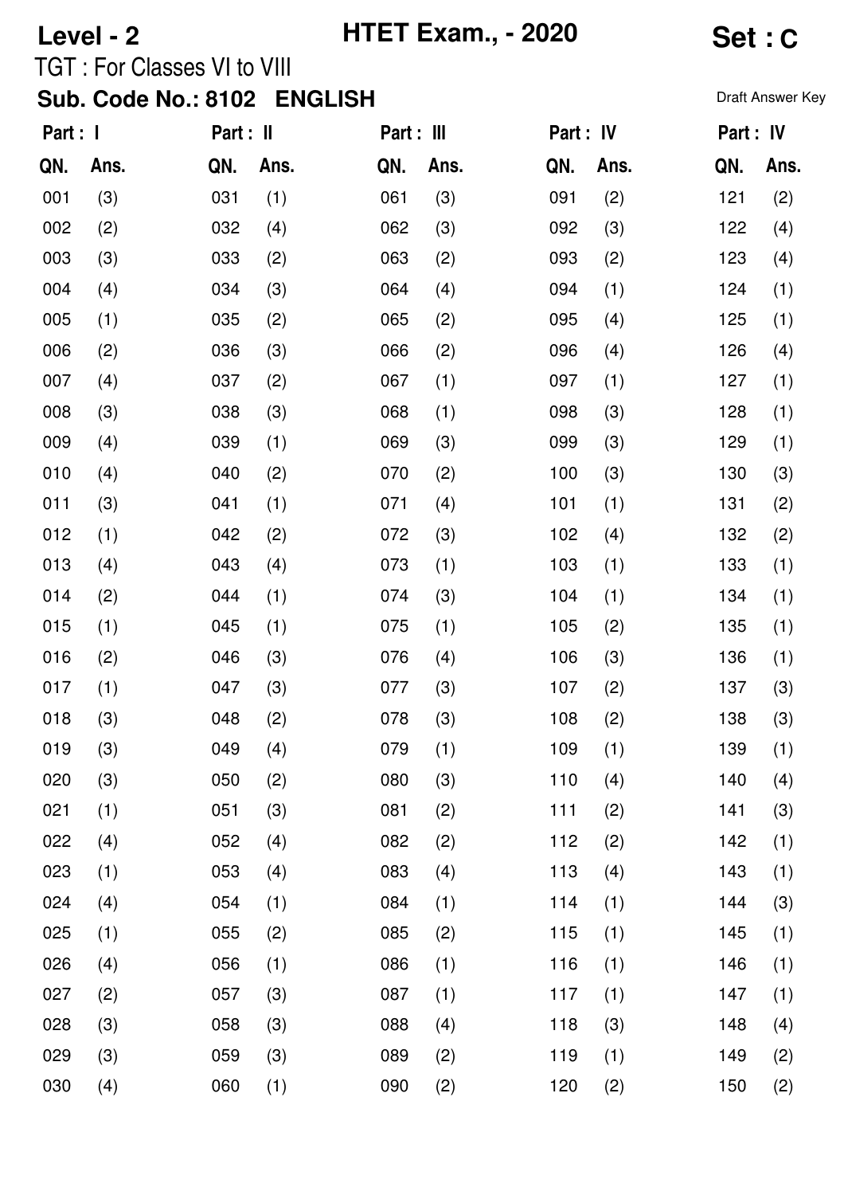**Level - 2** **HTET Exam., - 2020** **Set : C**

TGT : For Classes VI to VIII

**Sub. Code No.: 8102 ENGLISH**

Draft Answer Key

| Part : I | | Part : II | | Part : III | | Part : IV | | Part : IV | |
|---|---|---|---|---|---|---|---|---|---|
| QN. | Ans. | QN. | Ans. | QN. | Ans. | QN. | Ans. | QN. | Ans. |
| 001 | (3) | 031 | (1) | 061 | (3) | 091 | (2) | 121 | (2) |
| 002 | (2) | 032 | (4) | 062 | (3) | 092 | (3) | 122 | (4) |
| 003 | (3) | 033 | (2) | 063 | (2) | 093 | (2) | 123 | (4) |
| 004 | (4) | 034 | (3) | 064 | (4) | 094 | (1) | 124 | (1) |
| 005 | (1) | 035 | (2) | 065 | (2) | 095 | (4) | 125 | (1) |
| 006 | (2) | 036 | (3) | 066 | (2) | 096 | (4) | 126 | (4) |
| 007 | (4) | 037 | (2) | 067 | (1) | 097 | (1) | 127 | (1) |
| 008 | (3) | 038 | (3) | 068 | (1) | 098 | (3) | 128 | (1) |
| 009 | (4) | 039 | (1) | 069 | (3) | 099 | (3) | 129 | (1) |
| 010 | (4) | 040 | (2) | 070 | (2) | 100 | (3) | 130 | (3) |
| 011 | (3) | 041 | (1) | 071 | (4) | 101 | (1) | 131 | (2) |
| 012 | (1) | 042 | (2) | 072 | (3) | 102 | (4) | 132 | (2) |
| 013 | (4) | 043 | (4) | 073 | (1) | 103 | (1) | 133 | (1) |
| 014 | (2) | 044 | (1) | 074 | (3) | 104 | (1) | 134 | (1) |
| 015 | (1) | 045 | (1) | 075 | (1) | 105 | (2) | 135 | (1) |
| 016 | (2) | 046 | (3) | 076 | (4) | 106 | (3) | 136 | (1) |
| 017 | (1) | 047 | (3) | 077 | (3) | 107 | (2) | 137 | (3) |
| 018 | (3) | 048 | (2) | 078 | (3) | 108 | (2) | 138 | (3) |
| 019 | (3) | 049 | (4) | 079 | (1) | 109 | (1) | 139 | (1) |
| 020 | (3) | 050 | (2) | 080 | (3) | 110 | (4) | 140 | (4) |
| 021 | (1) | 051 | (3) | 081 | (2) | 111 | (2) | 141 | (3) |
| 022 | (4) | 052 | (4) | 082 | (2) | 112 | (2) | 142 | (1) |
| 023 | (1) | 053 | (4) | 083 | (4) | 113 | (4) | 143 | (1) |
| 024 | (4) | 054 | (1) | 084 | (1) | 114 | (1) | 144 | (3) |
| 025 | (1) | 055 | (2) | 085 | (2) | 115 | (1) | 145 | (1) |
| 026 | (4) | 056 | (1) | 086 | (1) | 116 | (1) | 146 | (1) |
| 027 | (2) | 057 | (3) | 087 | (1) | 117 | (1) | 147 | (1) |
| 028 | (3) | 058 | (3) | 088 | (4) | 118 | (3) | 148 | (4) |
| 029 | (3) | 059 | (3) | 089 | (2) | 119 | (1) | 149 | (2) |
| 030 | (4) | 060 | (1) | 090 | (2) | 120 | (2) | 150 | (2) |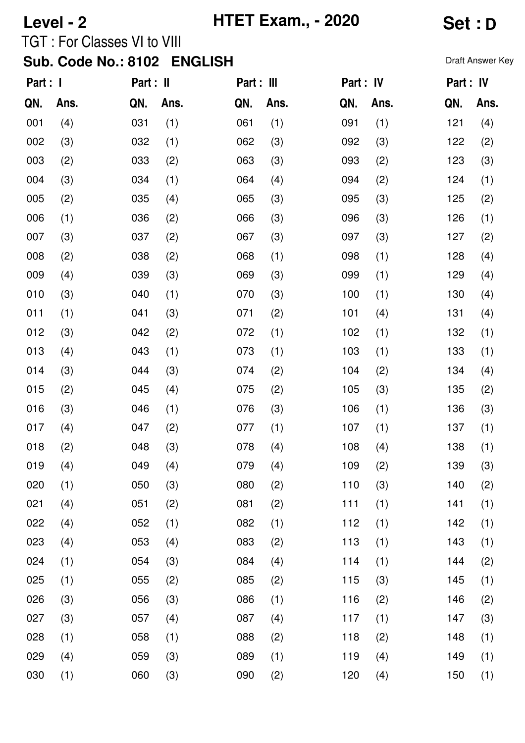**Level - 2** | **HTET Exam., - 2020** | **Set : D**

TGT : For Classes VI to VIII

## Sub. Code No.: 8102 ENGLISH

Draft Answer Key

| Part : I | | Part : II | | Part : III | | Part : IV | | Part : IV | |
|---|---|---|---|---|---|---|---|---|---|
| QN. | Ans. | QN. | Ans. | QN. | Ans. | QN. | Ans. | QN. | Ans. |
| 001 | (4) | 031 | (1) | 061 | (1) | 091 | (1) | 121 | (4) |
| 002 | (3) | 032 | (1) | 062 | (3) | 092 | (3) | 122 | (2) |
| 003 | (2) | 033 | (2) | 063 | (3) | 093 | (2) | 123 | (3) |
| 004 | (3) | 034 | (1) | 064 | (4) | 094 | (2) | 124 | (1) |
| 005 | (2) | 035 | (4) | 065 | (3) | 095 | (3) | 125 | (2) |
| 006 | (1) | 036 | (2) | 066 | (3) | 096 | (3) | 126 | (1) |
| 007 | (3) | 037 | (2) | 067 | (3) | 097 | (3) | 127 | (2) |
| 008 | (2) | 038 | (2) | 068 | (1) | 098 | (1) | 128 | (4) |
| 009 | (4) | 039 | (3) | 069 | (3) | 099 | (1) | 129 | (4) |
| 010 | (3) | 040 | (1) | 070 | (3) | 100 | (1) | 130 | (4) |
| 011 | (1) | 041 | (3) | 071 | (2) | 101 | (4) | 131 | (4) |
| 012 | (3) | 042 | (2) | 072 | (1) | 102 | (1) | 132 | (1) |
| 013 | (4) | 043 | (1) | 073 | (1) | 103 | (1) | 133 | (1) |
| 014 | (3) | 044 | (3) | 074 | (2) | 104 | (2) | 134 | (4) |
| 015 | (2) | 045 | (4) | 075 | (2) | 105 | (3) | 135 | (2) |
| 016 | (3) | 046 | (1) | 076 | (3) | 106 | (1) | 136 | (3) |
| 017 | (4) | 047 | (2) | 077 | (1) | 107 | (1) | 137 | (1) |
| 018 | (2) | 048 | (3) | 078 | (4) | 108 | (4) | 138 | (1) |
| 019 | (4) | 049 | (4) | 079 | (4) | 109 | (2) | 139 | (3) |
| 020 | (1) | 050 | (3) | 080 | (2) | 110 | (3) | 140 | (2) |
| 021 | (4) | 051 | (2) | 081 | (2) | 111 | (1) | 141 | (1) |
| 022 | (4) | 052 | (1) | 082 | (1) | 112 | (1) | 142 | (1) |
| 023 | (4) | 053 | (4) | 083 | (2) | 113 | (1) | 143 | (1) |
| 024 | (1) | 054 | (3) | 084 | (4) | 114 | (1) | 144 | (2) |
| 025 | (1) | 055 | (2) | 085 | (2) | 115 | (3) | 145 | (1) |
| 026 | (3) | 056 | (3) | 086 | (1) | 116 | (2) | 146 | (2) |
| 027 | (3) | 057 | (4) | 087 | (4) | 117 | (1) | 147 | (3) |
| 028 | (1) | 058 | (1) | 088 | (2) | 118 | (2) | 148 | (1) |
| 029 | (4) | 059 | (3) | 089 | (1) | 119 | (4) | 149 | (1) |
| 030 | (1) | 060 | (3) | 090 | (2) | 120 | (4) | 150 | (1) |